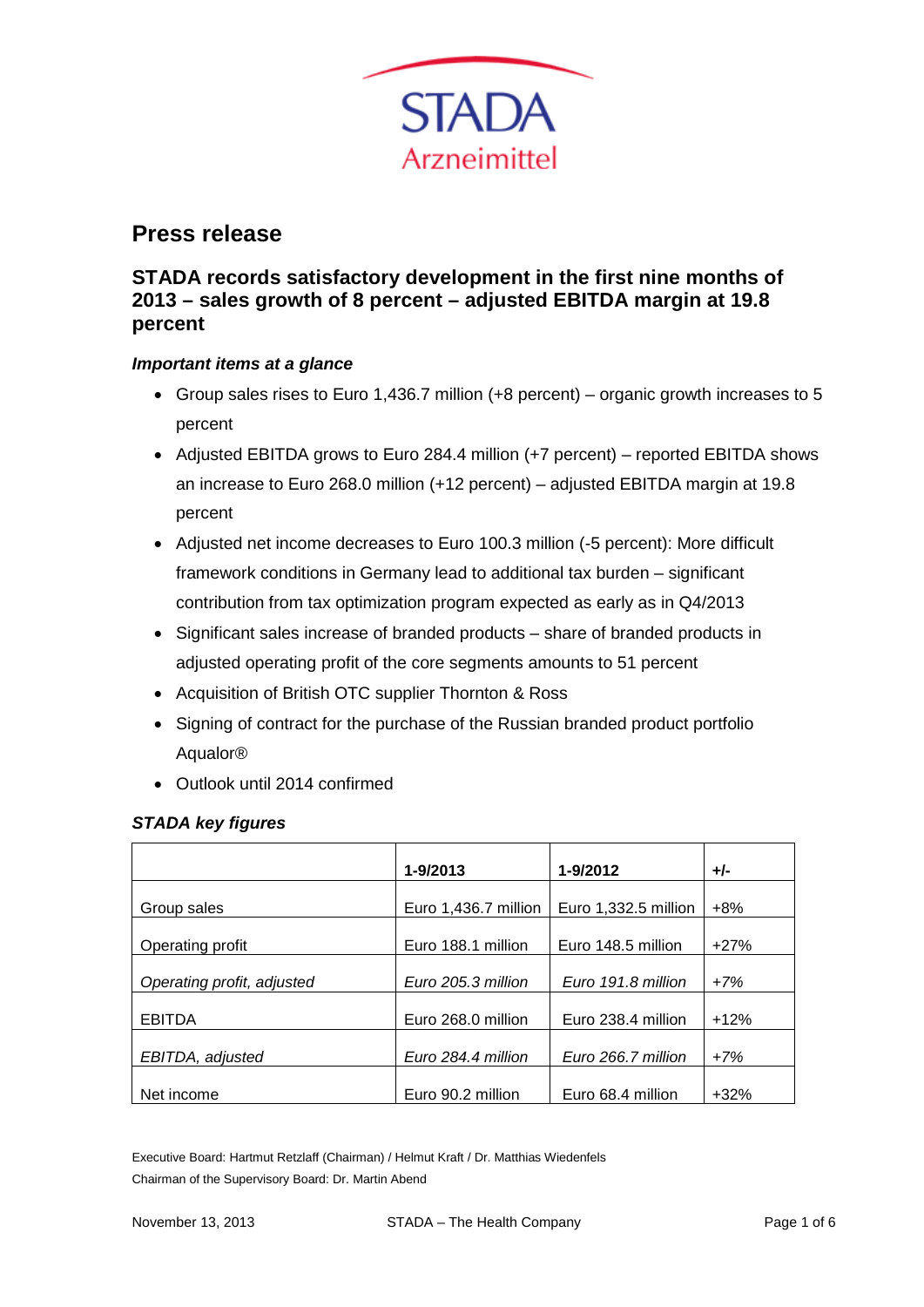STADA
Arzneimittel

# Press release

## STADA records satisfactory development in the first nine months of 2013 – sales growth of 8 percent – adjusted EBITDA margin at 19.8 percent

### *Important items at a glance*

- Group sales rises to Euro 1,436.7 million (+8 percent) – organic growth increases to 5 percent
- Adjusted EBITDA grows to Euro 284.4 million (+7 percent) – reported EBITDA shows an increase to Euro 268.0 million (+12 percent) – adjusted EBITDA margin at 19.8 percent
- Adjusted net income decreases to Euro 100.3 million (-5 percent): More difficult framework conditions in Germany lead to additional tax burden – significant contribution from tax optimization program expected as early as in Q4/2013
- Significant sales increase of branded products – share of branded products in adjusted operating profit of the core segments amounts to 51 percent
- Acquisition of British OTC supplier Thornton & Ross
- Signing of contract for the purchase of the Russian branded product portfolio Aqualor®
- Outlook until 2014 confirmed

### *STADA key figures*

| | 1-9/2013 | 1-9/2012 | +/- |
|---|---|---|---|
| Group sales | Euro 1,436.7 million | Euro 1,332.5 million | +8% |
| Operating profit | Euro 188.1 million | Euro 148.5 million | +27% |
| *Operating profit, adjusted* | *Euro 205.3 million* | *Euro 191.8 million* | *+7%* |
| EBITDA | Euro 268.0 million | Euro 238.4 million | +12% |
| *EBITDA, adjusted* | *Euro 284.4 million* | *Euro 266.7 million* | *+7%* |
| Net income | Euro 90.2 million | Euro 68.4 million | +32% |

Executive Board: Hartmut Retzlaff (Chairman) / Helmut Kraft / Dr. Matthias Wiedenfels
Chairman of the Supervisory Board: Dr. Martin Abend

November 13, 2013 STADA – The Health Company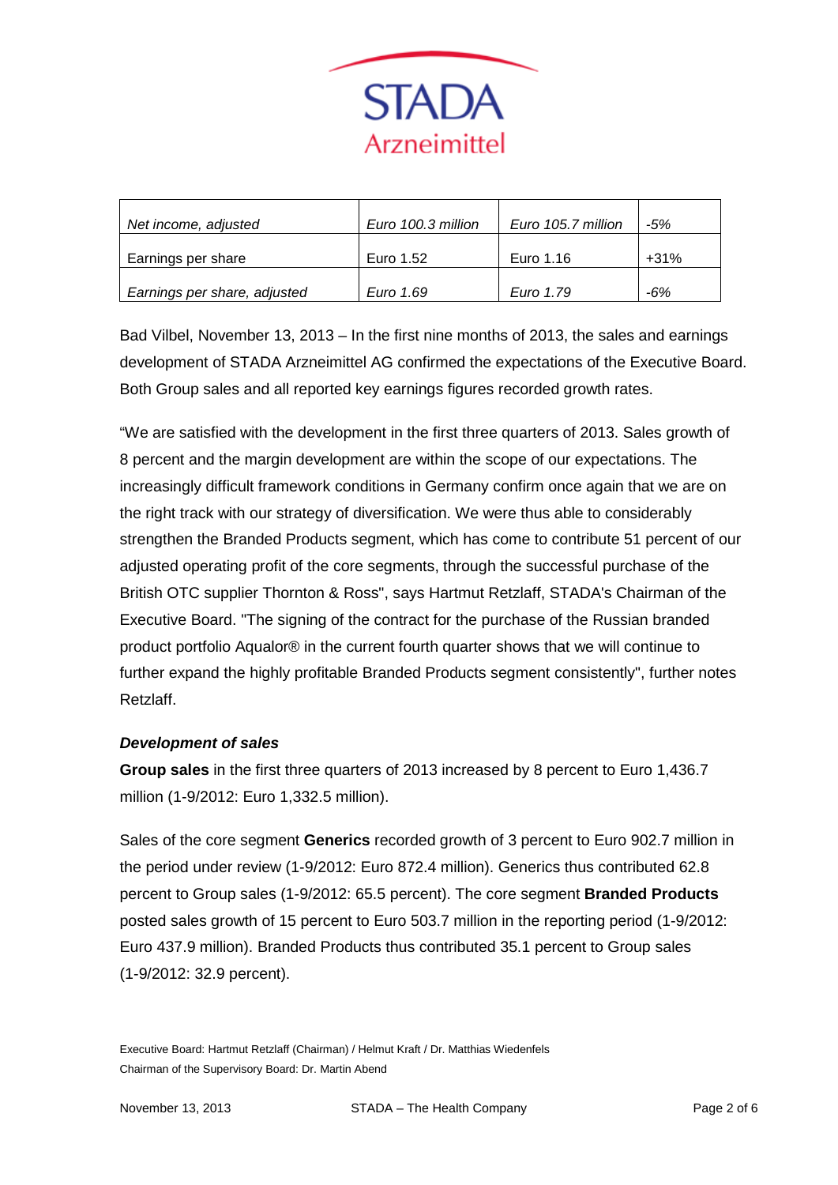| | | | |
|---|---|---|---|
| *Net income, adjusted* | *Euro 100.3 million* | *Euro 105.7 million* | *-5%* |
| Earnings per share | Euro 1.52 | Euro 1.16 | +31% |
| *Earnings per share, adjusted* | *Euro 1.69* | *Euro 1.79* | *-6%* |

Bad Vilbel, November 13, 2013 – In the first nine months of 2013, the sales and earnings development of STADA Arzneimittel AG confirmed the expectations of the Executive Board. Both Group sales and all reported key earnings figures recorded growth rates.

"We are satisfied with the development in the first three quarters of 2013. Sales growth of 8 percent and the margin development are within the scope of our expectations. The increasingly difficult framework conditions in Germany confirm once again that we are on the right track with our strategy of diversification. We were thus able to considerably strengthen the Branded Products segment, which has come to contribute 51 percent of our adjusted operating profit of the core segments, through the successful purchase of the British OTC supplier Thornton & Ross", says Hartmut Retzlaff, STADA's Chairman of the Executive Board. "The signing of the contract for the purchase of the Russian branded product portfolio Aqualor® in the current fourth quarter shows that we will continue to further expand the highly profitable Branded Products segment consistently", further notes Retzlaff.

***Development of sales***

**Group sales** in the first three quarters of 2013 increased by 8 percent to Euro 1,436.7 million (1-9/2012: Euro 1,332.5 million).

Sales of the core segment **Generics** recorded growth of 3 percent to Euro 902.7 million in the period under review (1-9/2012: Euro 872.4 million). Generics thus contributed 62.8 percent to Group sales (1-9/2012: 65.5 percent). The core segment **Branded Products** posted sales growth of 15 percent to Euro 503.7 million in the reporting period (1-9/2012: Euro 437.9 million). Branded Products thus contributed 35.1 percent to Group sales (1-9/2012: 32.9 percent).

Executive Board: Hartmut Retzlaff (Chairman) / Helmut Kraft / Dr. Matthias Wiedenfels
Chairman of the Supervisory Board: Dr. Martin Abend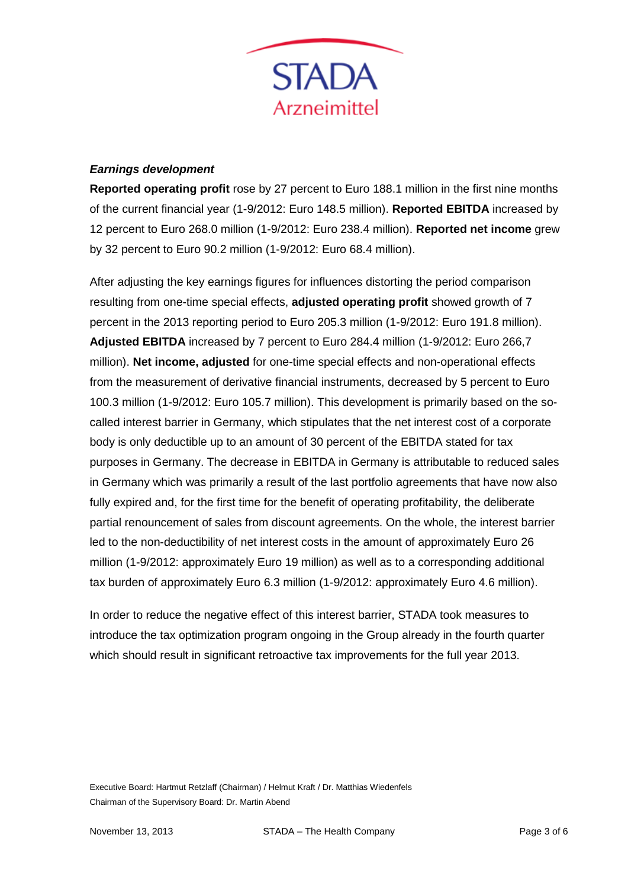***Earnings development***

**Reported operating profit** rose by 27 percent to Euro 188.1 million in the first nine months of the current financial year (1-9/2012: Euro 148.5 million). **Reported EBITDA** increased by 12 percent to Euro 268.0 million (1-9/2012: Euro 238.4 million). **Reported net income** grew by 32 percent to Euro 90.2 million (1-9/2012: Euro 68.4 million).

After adjusting the key earnings figures for influences distorting the period comparison resulting from one-time special effects, **adjusted operating profit** showed growth of 7 percent in the 2013 reporting period to Euro 205.3 million (1-9/2012: Euro 191.8 million). **Adjusted EBITDA** increased by 7 percent to Euro 284.4 million (1-9/2012: Euro 266,7 million). **Net income, adjusted** for one-time special effects and non-operational effects from the measurement of derivative financial instruments, decreased by 5 percent to Euro 100.3 million (1-9/2012: Euro 105.7 million). This development is primarily based on the so-called interest barrier in Germany, which stipulates that the net interest cost of a corporate body is only deductible up to an amount of 30 percent of the EBITDA stated for tax purposes in Germany. The decrease in EBITDA in Germany is attributable to reduced sales in Germany which was primarily a result of the last portfolio agreements that have now also fully expired and, for the first time for the benefit of operating profitability, the deliberate partial renouncement of sales from discount agreements. On the whole, the interest barrier led to the non-deductibility of net interest costs in the amount of approximately Euro 26 million (1-9/2012: approximately Euro 19 million) as well as to a corresponding additional tax burden of approximately Euro 6.3 million (1-9/2012: approximately Euro 4.6 million).

In order to reduce the negative effect of this interest barrier, STADA took measures to introduce the tax optimization program ongoing in the Group already in the fourth quarter which should result in significant retroactive tax improvements for the full year 2013.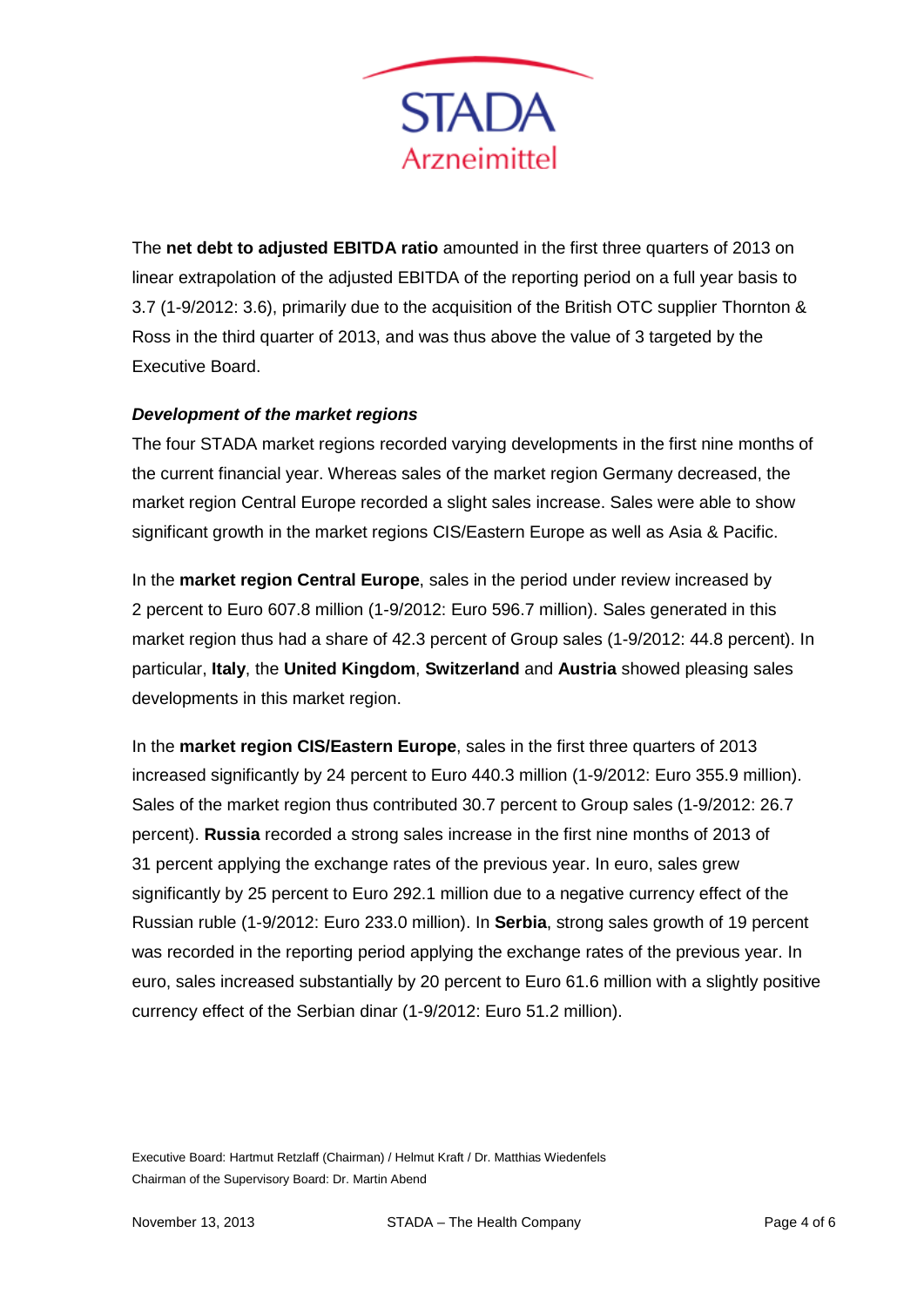The **net debt to adjusted EBITDA ratio** amounted in the first three quarters of 2013 on linear extrapolation of the adjusted EBITDA of the reporting period on a full year basis to 3.7 (1-9/2012: 3.6), primarily due to the acquisition of the British OTC supplier Thornton & Ross in the third quarter of 2013, and was thus above the value of 3 targeted by the Executive Board.

***Development of the market regions***

The four STADA market regions recorded varying developments in the first nine months of the current financial year. Whereas sales of the market region Germany decreased, the market region Central Europe recorded a slight sales increase. Sales were able to show significant growth in the market regions CIS/Eastern Europe as well as Asia & Pacific.

In the **market region Central Europe**, sales in the period under review increased by 2 percent to Euro 607.8 million (1-9/2012: Euro 596.7 million). Sales generated in this market region thus had a share of 42.3 percent of Group sales (1-9/2012: 44.8 percent). In particular, **Italy**, the **United Kingdom**, **Switzerland** and **Austria** showed pleasing sales developments in this market region.

In the **market region CIS/Eastern Europe**, sales in the first three quarters of 2013 increased significantly by 24 percent to Euro 440.3 million (1-9/2012: Euro 355.9 million). Sales of the market region thus contributed 30.7 percent to Group sales (1-9/2012: 26.7 percent). **Russia** recorded a strong sales increase in the first nine months of 2013 of 31 percent applying the exchange rates of the previous year. In euro, sales grew significantly by 25 percent to Euro 292.1 million due to a negative currency effect of the Russian ruble (1-9/2012: Euro 233.0 million). In **Serbia**, strong sales growth of 19 percent was recorded in the reporting period applying the exchange rates of the previous year. In euro, sales increased substantially by 20 percent to Euro 61.6 million with a slightly positive currency effect of the Serbian dinar (1-9/2012: Euro 51.2 million).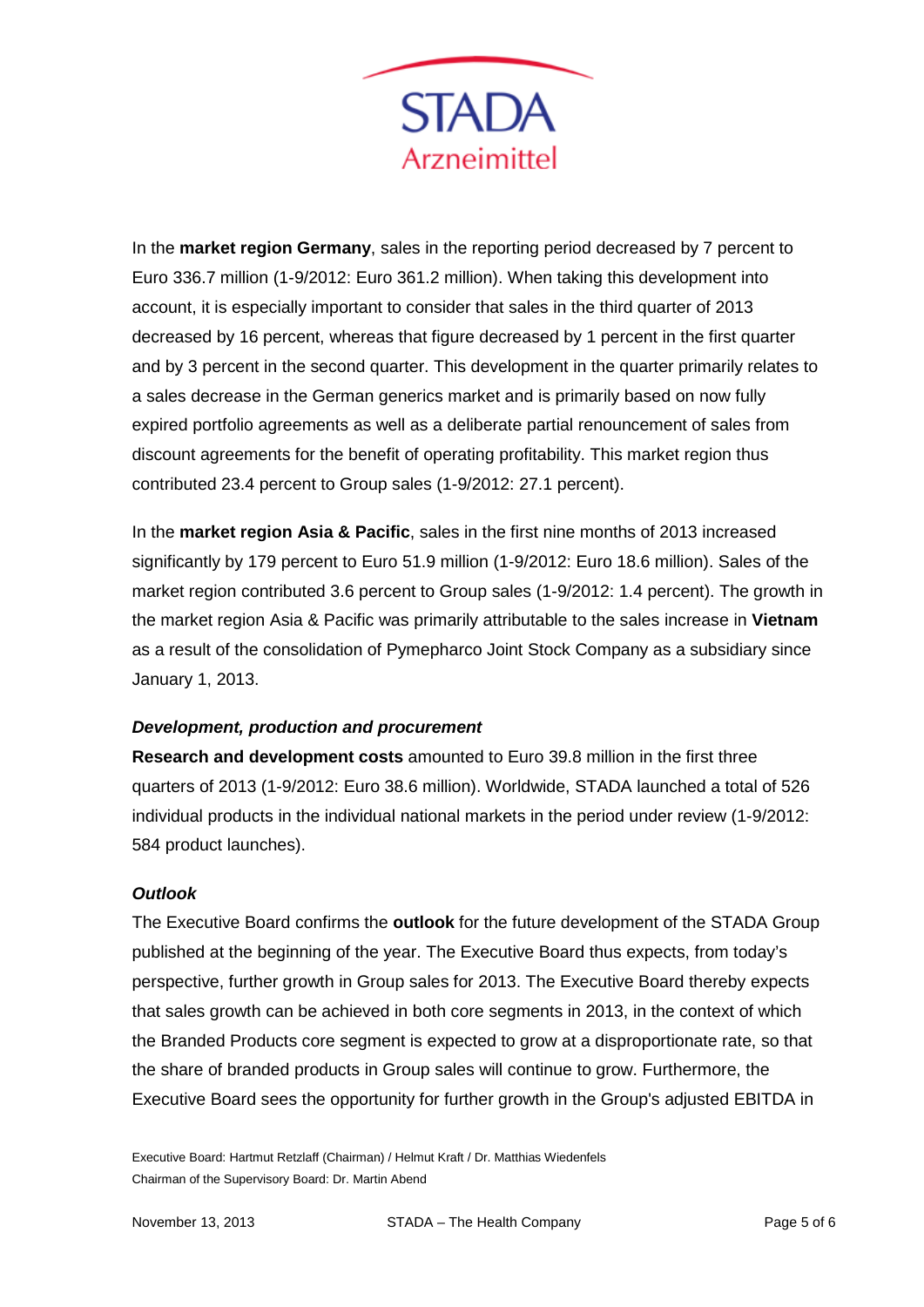In the **market region Germany**, sales in the reporting period decreased by 7 percent to Euro 336.7 million (1-9/2012: Euro 361.2 million). When taking this development into account, it is especially important to consider that sales in the third quarter of 2013 decreased by 16 percent, whereas that figure decreased by 1 percent in the first quarter and by 3 percent in the second quarter. This development in the quarter primarily relates to a sales decrease in the German generics market and is primarily based on now fully expired portfolio agreements as well as a deliberate partial renouncement of sales from discount agreements for the benefit of operating profitability. This market region thus contributed 23.4 percent to Group sales (1-9/2012: 27.1 percent).

In the **market region Asia & Pacific**, sales in the first nine months of 2013 increased significantly by 179 percent to Euro 51.9 million (1-9/2012: Euro 18.6 million). Sales of the market region contributed 3.6 percent to Group sales (1-9/2012: 1.4 percent). The growth in the market region Asia & Pacific was primarily attributable to the sales increase in **Vietnam** as a result of the consolidation of Pymepharco Joint Stock Company as a subsidiary since January 1, 2013.

***Development, production and procurement***

**Research and development costs** amounted to Euro 39.8 million in the first three quarters of 2013 (1-9/2012: Euro 38.6 million). Worldwide, STADA launched a total of 526 individual products in the individual national markets in the period under review (1-9/2012: 584 product launches).

***Outlook***

The Executive Board confirms the **outlook** for the future development of the STADA Group published at the beginning of the year. The Executive Board thus expects, from today's perspective, further growth in Group sales for 2013. The Executive Board thereby expects that sales growth can be achieved in both core segments in 2013, in the context of which the Branded Products core segment is expected to grow at a disproportionate rate, so that the share of branded products in Group sales will continue to grow. Furthermore, the Executive Board sees the opportunity for further growth in the Group's adjusted EBITDA in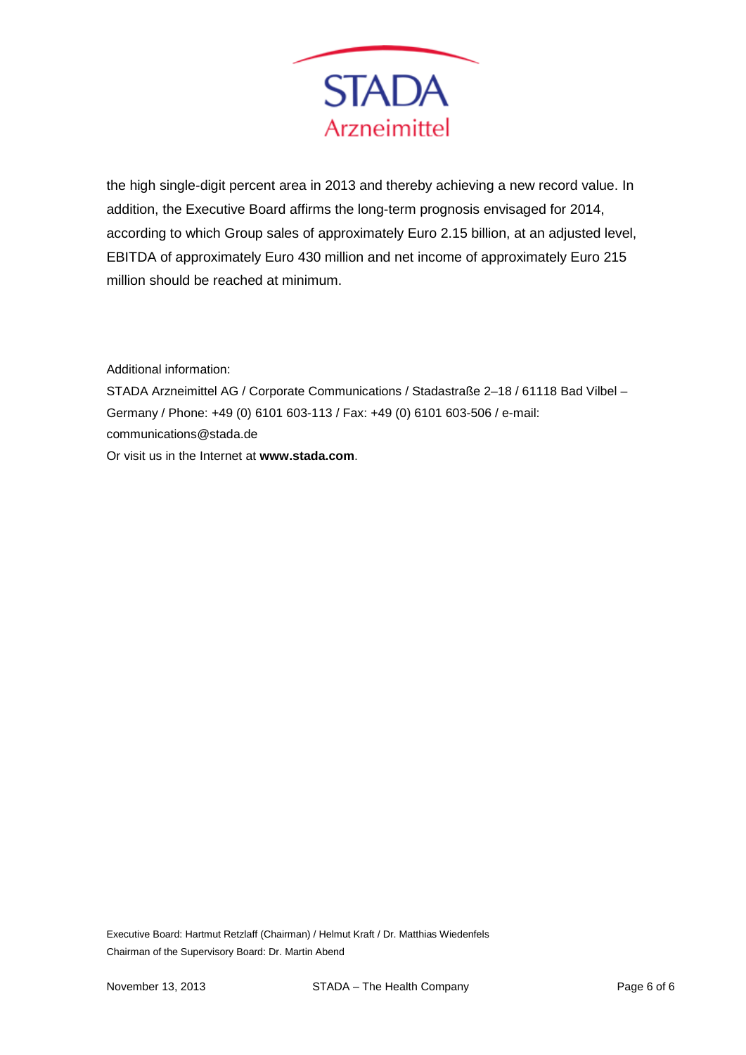the high single-digit percent area in 2013 and thereby achieving a new record value. In addition, the Executive Board affirms the long-term prognosis envisaged for 2014, according to which Group sales of approximately Euro 2.15 billion, at an adjusted level, EBITDA of approximately Euro 430 million and net income of approximately Euro 215 million should be reached at minimum.

Additional information:
STADA Arzneimittel AG / Corporate Communications / Stadastraße 2–18 / 61118 Bad Vilbel – Germany / Phone: +49 (0) 6101 603-113 / Fax: +49 (0) 6101 603-506 / e-mail: communications@stada.de
Or visit us in the Internet at **www.stada.com**.

Executive Board: Hartmut Retzlaff (Chairman) / Helmut Kraft / Dr. Matthias Wiedenfels
Chairman of the Supervisory Board: Dr. Martin Abend